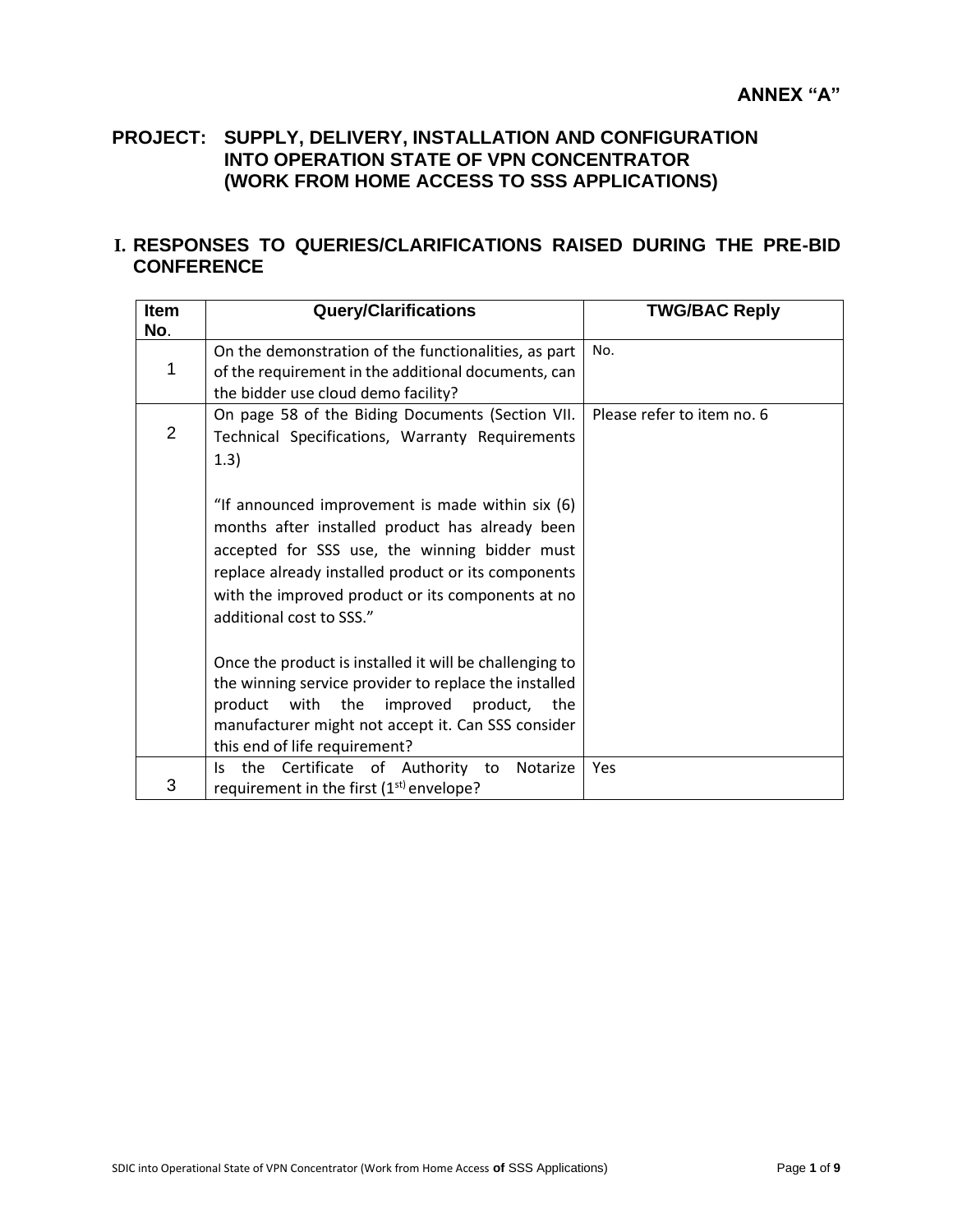**ANNEX "A"**

**PROJECT: SUPPLY, DELIVERY, INSTALLATION AND CONFIGURATION INTO OPERATION STATE OF VPN CONCENTRATOR (WORK FROM HOME ACCESS TO SSS APPLICATIONS)**

## I. RESPONSES TO QUERIES/CLARIFICATIONS RAISED DURING THE PRE-BID CONFERENCE

| Item No. | Query/Clarifications | TWG/BAC Reply |
| --- | --- | --- |
| 1 | On the demonstration of the functionalities, as part of the requirement in the additional documents, can the bidder use cloud demo facility? | No. |
| 2 | On page 58 of the Biding Documents (Section VII. Technical Specifications, Warranty Requirements 1.3)<br><br>"If announced improvement is made within six (6) months after installed product has already been accepted for SSS use, the winning bidder must replace already installed product or its components with the improved product or its components at no additional cost to SSS."<br><br>Once the product is installed it will be challenging to the winning service provider to replace the installed product with the improved product, the manufacturer might not accept it. Can SSS consider this end of life requirement? | Please refer to item no. 6 |
| 3 | Is the Certificate of Authority to Notarize requirement in the first (1st) envelope? | Yes |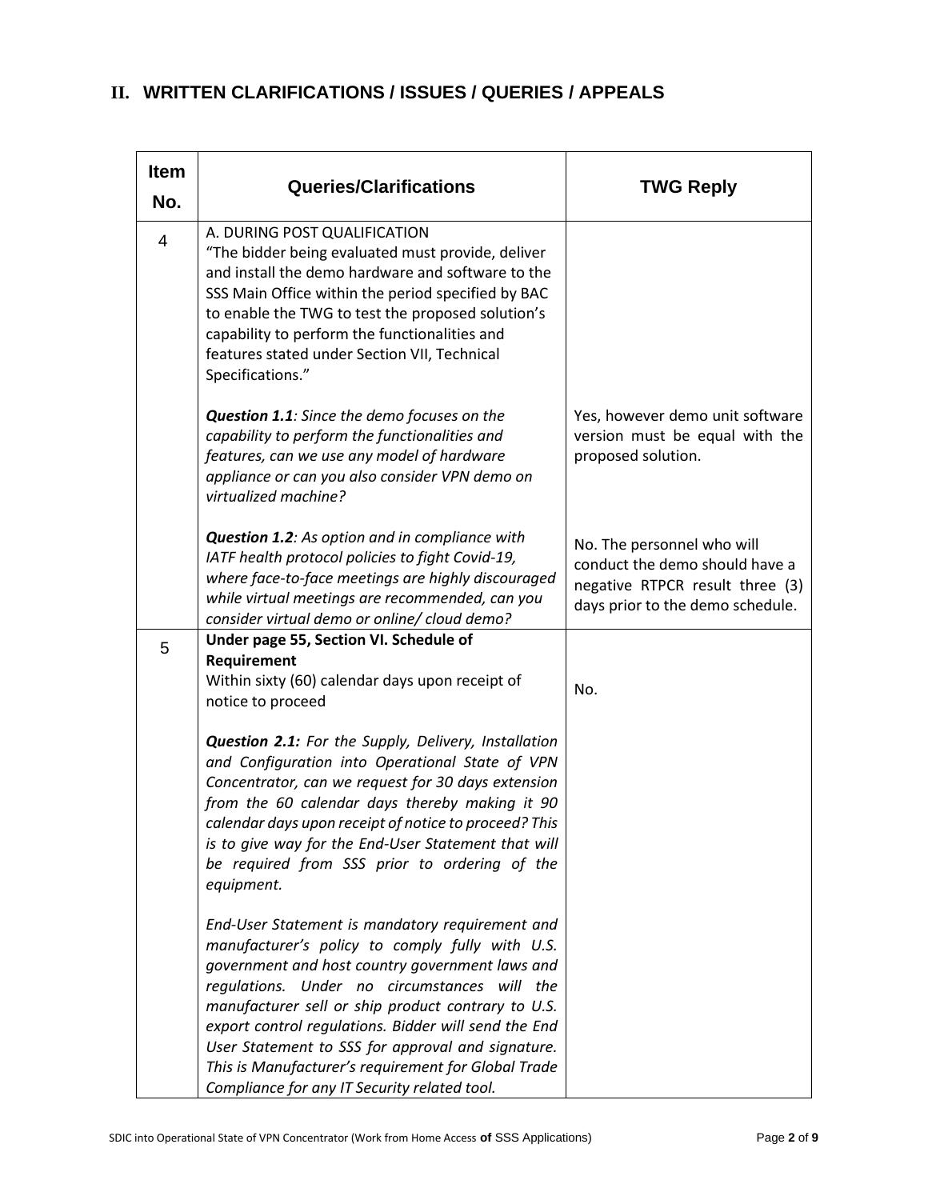## II. WRITTEN CLARIFICATIONS / ISSUES / QUERIES / APPEALS

| Item No. | Queries/Clarifications | TWG Reply |
|---|---|---|
| 4 | A. DURING POST QUALIFICATION<br>"The bidder being evaluated must provide, deliver and install the demo hardware and software to the SSS Main Office within the period specified by BAC to enable the TWG to test the proposed solution's capability to perform the functionalities and features stated under Section VII, Technical Specifications."<br><br>***Question 1.1**: Since the demo focuses on the capability to perform the functionalities and features, can we use any model of hardware appliance or can you also consider VPN demo on virtualized machine?*<br><br>***Question 1.2**: As option and in compliance with IATF health protocol policies to fight Covid-19, where face-to-face meetings are highly discouraged while virtual meetings are recommended, can you consider virtual demo or online/ cloud demo?* | <br><br><br><br><br><br><br><br>Yes, however demo unit software version must be equal with the proposed solution.<br><br>No. The personnel who will conduct the demo should have a negative RTPCR result three (3) days prior to the demo schedule. |
| 5 | **Under page 55, Section VI. Schedule of Requirement**<br>Within sixty (60) calendar days upon receipt of notice to proceed<br><br>***Question 2.1:** For the Supply, Delivery, Installation and Configuration into Operational State of VPN Concentrator, can we request for 30 days extension from the 60 calendar days thereby making it 90 calendar days upon receipt of notice to proceed? This is to give way for the End-User Statement that will be required from SSS prior to ordering of the equipment.*<br><br>*End-User Statement is mandatory requirement and manufacturer's policy to comply fully with U.S. government and host country government laws and regulations. Under no circumstances will the manufacturer sell or ship product contrary to U.S. export control regulations. Bidder will send the End User Statement to SSS for approval and signature. This is Manufacturer's requirement for Global Trade Compliance for any IT Security related tool.* | No. |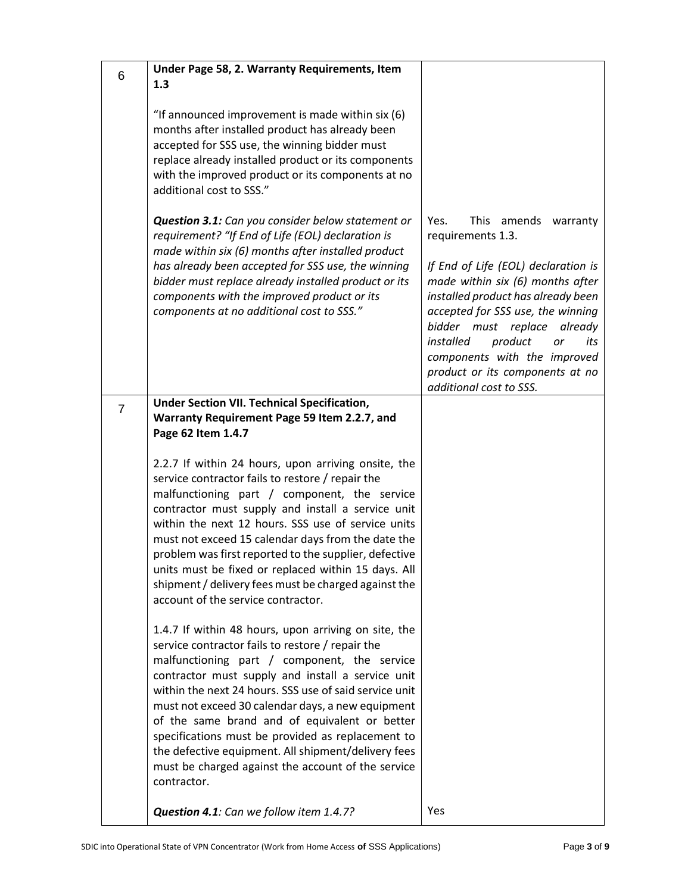| | | |
|---|---|---|
| 6 | **Under Page 58, 2. Warranty Requirements, Item 1.3**<br><br>"If announced improvement is made within six (6) months after installed product has already been accepted for SSS use, the winning bidder must replace already installed product or its components with the improved product or its components at no additional cost to SSS."<br><br>***Question 3.1:*** *Can you consider below statement or requirement? "If End of Life (EOL) declaration is made within six (6) months after installed product has already been accepted for SSS use, the winning bidder must replace already installed product or its components with the improved product or its components at no additional cost to SSS."* | Yes. This amends warranty requirements 1.3.<br><br>*If End of Life (EOL) declaration is made within six (6) months after installed product has already been accepted for SSS use, the winning bidder must replace already installed product or its components with the improved product or its components at no additional cost to SSS.* |
| 7 | **Under Section VII. Technical Specification, Warranty Requirement Page 59 Item 2.2.7, and Page 62 Item 1.4.7**<br><br>2.2.7 If within 24 hours, upon arriving onsite, the service contractor fails to restore / repair the malfunctioning part / component, the service contractor must supply and install a service unit within the next 12 hours. SSS use of service units must not exceed 15 calendar days from the date the problem was first reported to the supplier, defective units must be fixed or replaced within 15 days. All shipment / delivery fees must be charged against the account of the service contractor.<br><br>1.4.7 If within 48 hours, upon arriving on site, the service contractor fails to restore / repair the malfunctioning part / component, the service contractor must supply and install a service unit within the next 24 hours. SSS use of said service unit must not exceed 30 calendar days, a new equipment of the same brand and of equivalent or better specifications must be provided as replacement to the defective equipment. All shipment/delivery fees must be charged against the account of the service contractor.<br><br>***Question 4.1****: Can we follow item 1.4.7?* | Yes |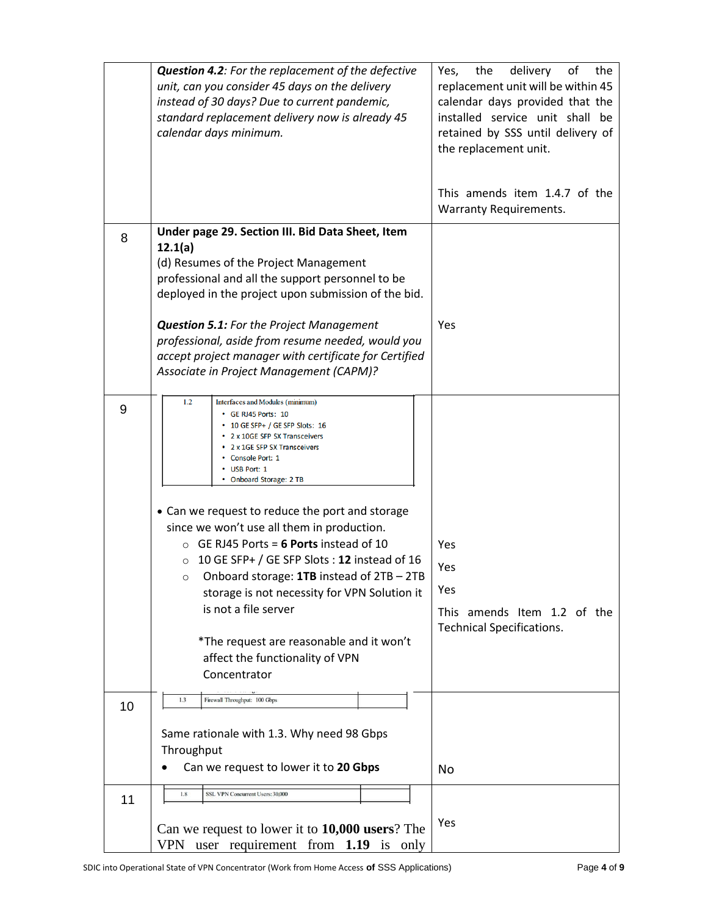| | | |
|---|---|---|
| | ***Question 4.2**: For the replacement of the defective unit, can you consider 45 days on the delivery instead of 30 days? Due to current pandemic, standard replacement delivery now is already 45 calendar days minimum.* | Yes, the delivery of the replacement unit will be within 45 calendar days provided that the installed service unit shall be retained by SSS until delivery of the replacement unit.<br><br>This amends item 1.4.7 of the Warranty Requirements. |
| 8 | **Under page 29. Section III. Bid Data Sheet, Item 12.1(a)**<br>(d) Resumes of the Project Management professional and all the support personnel to be deployed in the project upon submission of the bid.<br><br>***Question 5.1:** For the Project Management professional, aside from resume needed, would you accept project manager with certificate for Certified Associate in Project Management (CAPM)?* | Yes |
| 9 | 1.2 — Interfaces and Modules (minimum)<br>• GE RJ45 Ports: 10<br>• 10 GE SFP+ / GE SFP Slots: 16<br>• 2 x 10GE SFP SX Transceivers<br>• 2 x 1GE SFP SX Transceivers<br>• Console Port: 1<br>• USB Port: 1<br>• Onboard Storage: 2 TB<br><br>• Can we request to reduce the port and storage since we won't use all them in production.<br>○ GE RJ45 Ports = **6 Ports** instead of 10<br>○ 10 GE SFP+ / GE SFP Slots : **12** instead of 16<br>○ Onboard storage: **1TB** instead of 2TB – 2TB storage is not necessity for VPN Solution it is not a file server<br><br>*The request are reasonable and it won't affect the functionality of VPN Concentrator | Yes<br>Yes<br>Yes<br>This amends Item 1.2 of the Technical Specifications. |
| 10 | 1.3 — Firewall Throughput: 100 Gbps<br><br>Same rationale with 1.3. Why need 98 Gbps Throughput<br>• Can we request to lower it to **20 Gbps** | No |
| 11 | 1.8 — SSL VPN Concurrent Users: 30,000<br><br>Can we request to lower it to **10,000 users**? The VPN user requirement from **1.19** is only | Yes |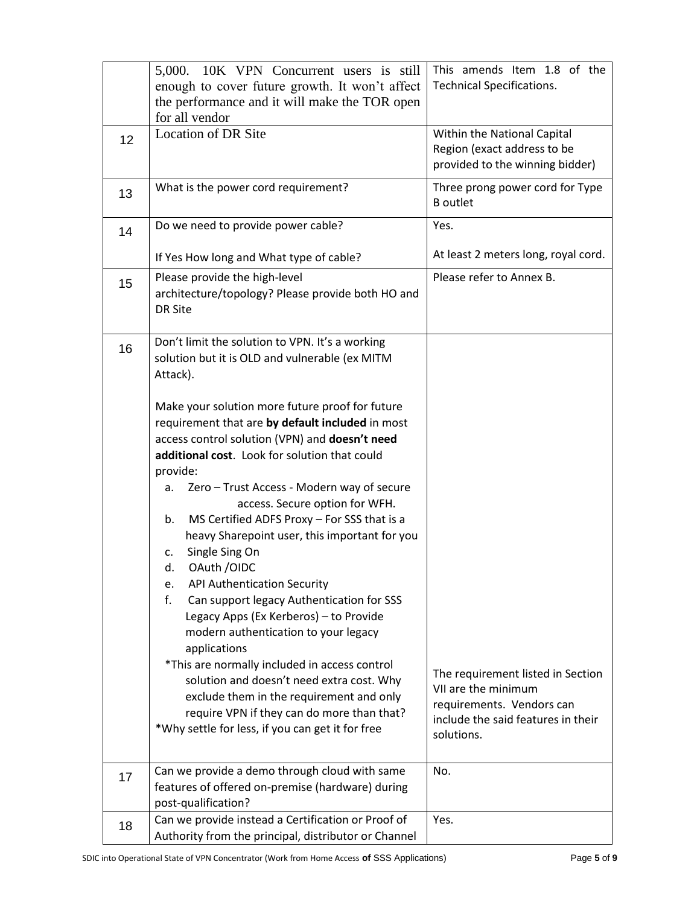| | | |
|---|---|---|
| | 5,000. 10K VPN Concurrent users is still enough to cover future growth. It won't affect the performance and it will make the TOR open for all vendor | This amends Item 1.8 of the Technical Specifications. |
| 12 | Location of DR Site | Within the National Capital Region (exact address to be provided to the winning bidder) |
| 13 | What is the power cord requirement? | Three prong power cord for Type B outlet |
| 14 | Do we need to provide power cable?<br><br>If Yes How long and What type of cable? | Yes.<br><br>At least 2 meters long, royal cord. |
| 15 | Please provide the high-level architecture/topology? Please provide both HO and DR Site | Please refer to Annex B. |
| 16 | Don't limit the solution to VPN. It's a working solution but it is OLD and vulnerable (ex MITM Attack).<br><br>Make your solution more future proof for future requirement that are **by default included** in most access control solution (VPN) and **doesn't need additional cost**. Look for solution that could provide:<br>a. Zero – Trust Access - Modern way of secure access. Secure option for WFH.<br>b. MS Certified ADFS Proxy – For SSS that is a heavy Sharepoint user, this important for you<br>c. Single Sing On<br>d. OAuth /OIDC<br>e. API Authentication Security<br>f. Can support legacy Authentication for SSS Legacy Apps (Ex Kerberos) – to Provide modern authentication to your legacy applications<br>*This are normally included in access control solution and doesn't need extra cost. Why exclude them in the requirement and only require VPN if they can do more than that?<br>*Why settle for less, if you can get it for free | The requirement listed in Section VII are the minimum requirements. Vendors can include the said features in their solutions. |
| 17 | Can we provide a demo through cloud with same features of offered on-premise (hardware) during post-qualification? | No. |
| 18 | Can we provide instead a Certification or Proof of Authority from the principal, distributor or Channel | Yes. |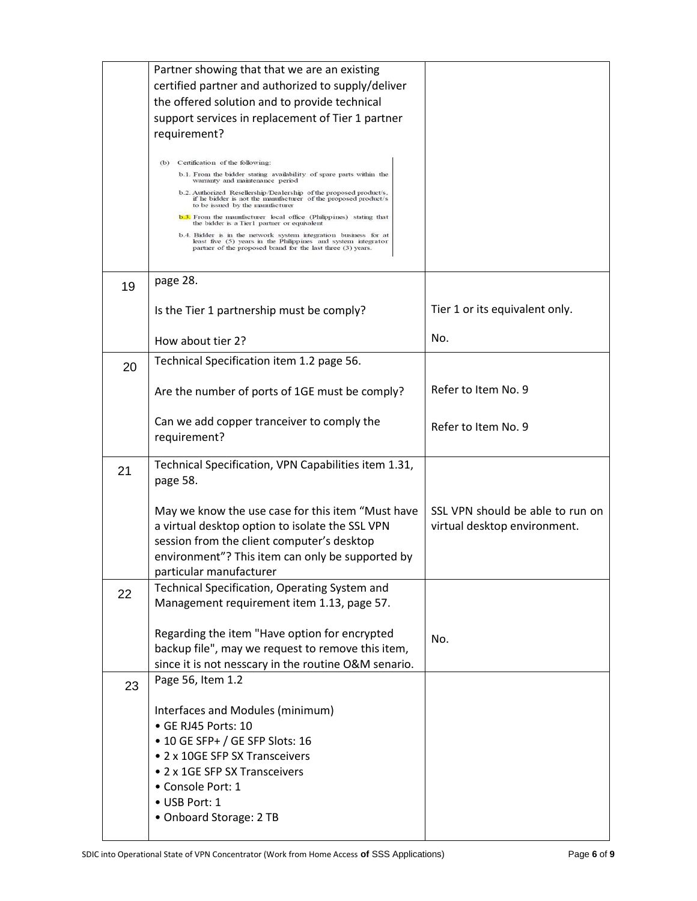| | | |
|---|---|---|
| | Partner showing that that we are an existing certified partner and authorized to supply/deliver the offered solution and to provide technical support services in replacement of Tier 1 partner requirement?<br><br>(b) Certification of the following:<br>b.1. From the bidder stating availability of spare parts within the warranty and maintenance period<br>b.2. Authorized Resellership/Dealership of the proposed product/s, if he bidder is not the manufacturer of the proposed product/s to be issued by the manufacturer<br>b.3. From the manufacturer local office (Philippines) stating that the bidder is a Tier1 partner or equivalent<br>b.4. Bidder is in the network system integration business for at least five (5) years in the Philippines and system integrator partner of the proposed brand for the last three (3) years. | |
| 19 | page 28.<br><br>Is the Tier 1 partnership must be comply?<br><br>How about tier 2? | <br><br>Tier 1 or its equivalent only.<br><br>No. |
| 20 | Technical Specification item 1.2 page 56.<br><br>Are the number of ports of 1GE must be comply?<br><br>Can we add copper tranceiver to comply the requirement? | <br><br>Refer to Item No. 9<br><br>Refer to Item No. 9 |
| 21 | Technical Specification, VPN Capabilities item 1.31, page 58.<br><br>May we know the use case for this item "Must have a virtual desktop option to isolate the SSL VPN session from the client computer's desktop environment"? This item can only be supported by particular manufacturer | <br><br>SSL VPN should be able to run on virtual desktop environment. |
| 22 | Technical Specification, Operating System and Management requirement item 1.13, page 57.<br><br>Regarding the item "Have option for encrypted backup file", may we request to remove this item, since it is not nesscary in the routine O&M senario. | <br><br>No. |
| 23 | Page 56, Item 1.2<br><br>Interfaces and Modules (minimum)<br>• GE RJ45 Ports: 10<br>• 10 GE SFP+ / GE SFP Slots: 16<br>• 2 x 10GE SFP SX Transceivers<br>• 2 x 1GE SFP SX Transceivers<br>• Console Port: 1<br>• USB Port: 1<br>• Onboard Storage: 2 TB | |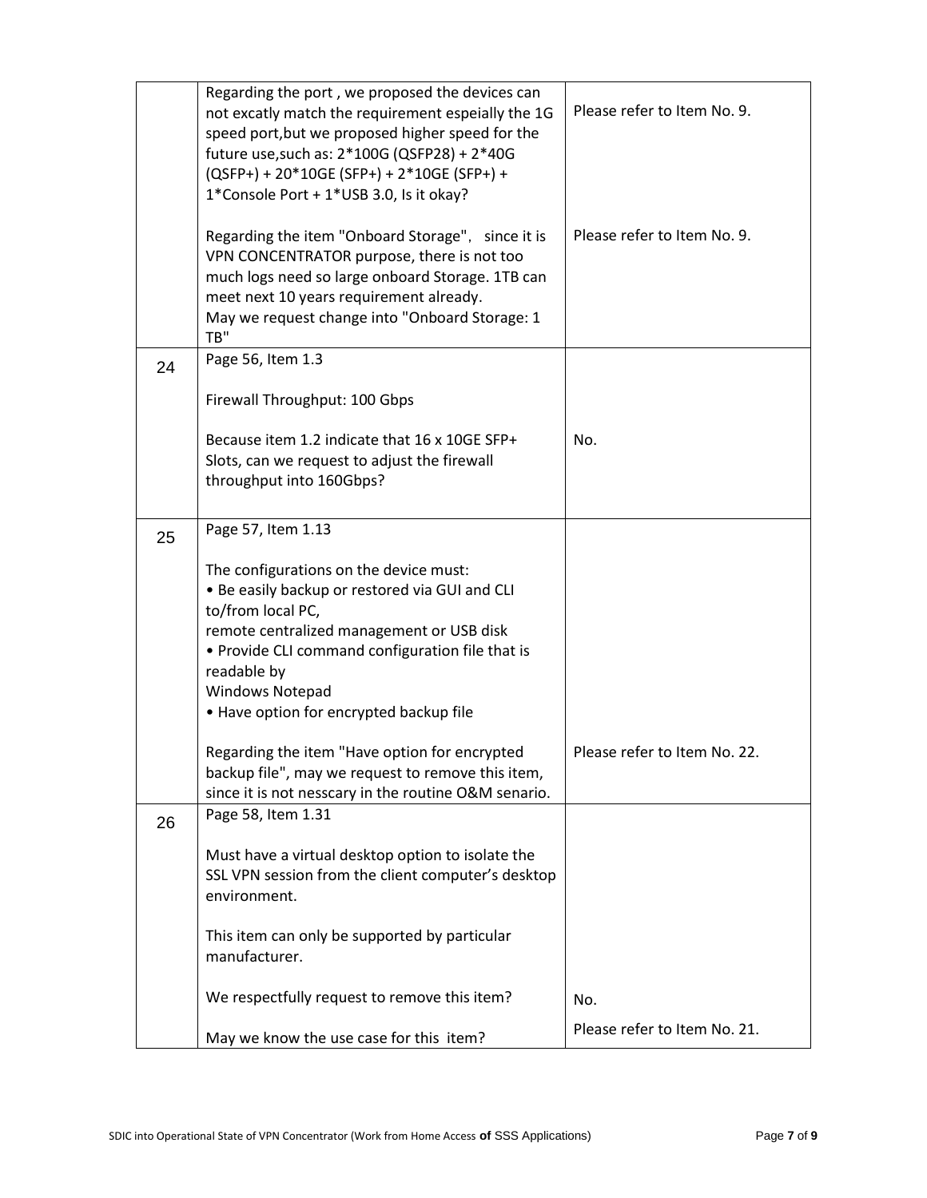| | | |
|---|---|---|
| | Regarding the port , we proposed the devices can not excatly match the requirement espeially the 1G speed port,but we proposed higher speed for the future use,such as: 2*100G (QSFP28) + 2*40G (QSFP+) + 20*10GE (SFP+) + 2*10GE (SFP+) + 1*Console Port + 1*USB 3.0, Is it okay?<br><br>Regarding the item "Onboard Storage", since it is VPN CONCENTRATOR purpose, there is not too much logs need so large onboard Storage. 1TB can meet next 10 years requirement already.<br>May we request change into "Onboard Storage: 1 TB" | Please refer to Item No. 9.<br><br>Please refer to Item No. 9. |
| 24 | Page 56, Item 1.3<br><br>Firewall Throughput: 100 Gbps<br><br>Because item 1.2 indicate that 16 x 10GE SFP+ Slots, can we request to adjust the firewall throughput into 160Gbps? | No. |
| 25 | Page 57, Item 1.13<br><br>The configurations on the device must:<br>• Be easily backup or restored via GUI and CLI to/from local PC,<br>remote centralized management or USB disk<br>• Provide CLI command configuration file that is readable by<br>Windows Notepad<br>• Have option for encrypted backup file<br><br>Regarding the item "Have option for encrypted backup file", may we request to remove this item, since it is not nesscary in the routine O&M senario. | Please refer to Item No. 22. |
| 26 | Page 58, Item 1.31<br><br>Must have a virtual desktop option to isolate the SSL VPN session from the client computer's desktop environment.<br><br>This item can only be supported by particular manufacturer.<br><br>We respectfully request to remove this item?<br><br>May we know the use case for this item? | No.<br><br>Please refer to Item No. 21. |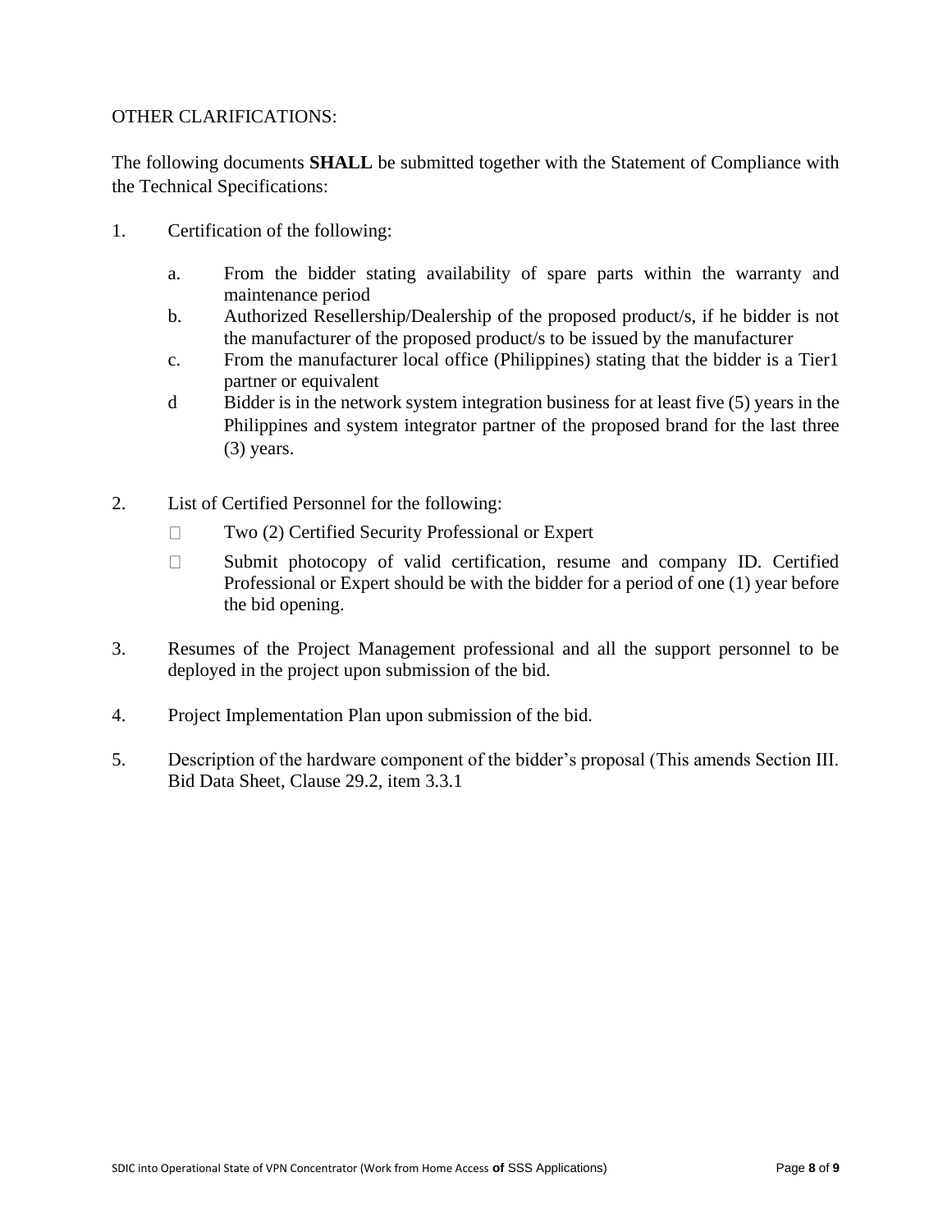OTHER CLARIFICATIONS:

The following documents **SHALL** be submitted together with the Statement of Compliance with the Technical Specifications:

1. Certification of the following:

   a. From the bidder stating availability of spare parts within the warranty and maintenance period
   
   b. Authorized Resellership/Dealership of the proposed product/s, if he bidder is not the manufacturer of the proposed product/s to be issued by the manufacturer
   
   c. From the manufacturer local office (Philippines) stating that the bidder is a Tier1 partner or equivalent
   
   d Bidder is in the network system integration business for at least five (5) years in the Philippines and system integrator partner of the proposed brand for the last three (3) years.

2. List of Certified Personnel for the following:

   - Two (2) Certified Security Professional or Expert
   - Submit photocopy of valid certification, resume and company ID. Certified Professional or Expert should be with the bidder for a period of one (1) year before the bid opening.

3. Resumes of the Project Management professional and all the support personnel to be deployed in the project upon submission of the bid.

4. Project Implementation Plan upon submission of the bid.

5. Description of the hardware component of the bidder's proposal (This amends Section III. Bid Data Sheet, Clause 29.2, item 3.3.1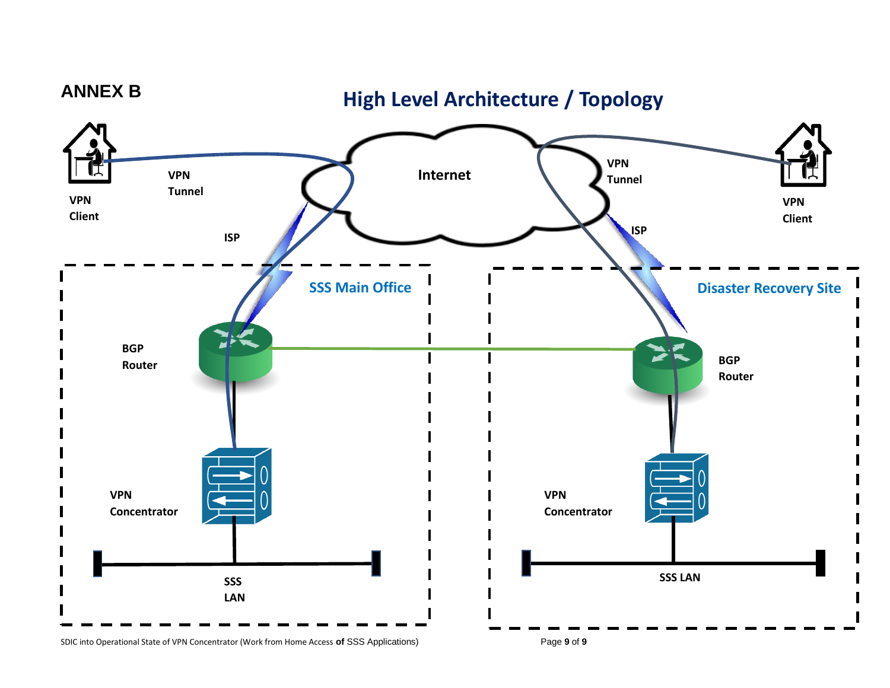# ANNEX B

## High Level Architecture / Topology

Internet

VPN Tunnel

VPN Client

ISP

SSS Main Office

BGP Router

VPN Concentrator

SSS LAN

VPN Tunnel

VPN Client

ISP

Disaster Recovery Site

BGP Router

VPN Concentrator

SSS LAN